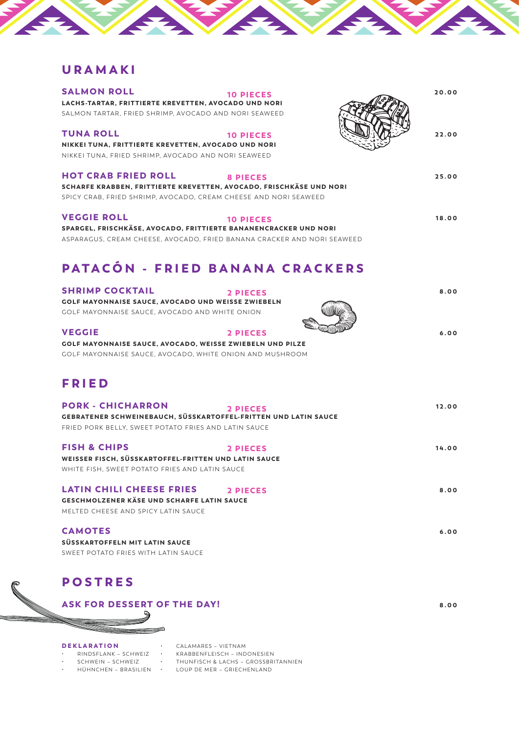## URAMAKI

### SALMON ROLL — 10 PIECES — 20.00

**LACHS-TARTAR, FRITTIERTE KREVETTEN, AVOCADO UND NORI**
SALMON TARTAR, FRIED SHRIMP, AVOCADO AND NORI SEAWEED

### TUNA ROLL — 10 PIECES — 22.00

**NIKKEI TUNA, FRITTIERTE KREVETTEN, AVOCADO UND NORI**
NIKKEI TUNA, FRIED SHRIMP, AVOCADO AND NORI SEAWEED

### HOT CRAB FRIED ROLL — 8 PIECES — 25.00

**SCHARFE KRABBEN, FRITTIERTE KREVETTEN, AVOCADO, FRISCHKÄSE UND NORI**
SPICY CRAB, FRIED SHRIMP, AVOCADO, CREAM CHEESE AND NORI SEAWEED

### VEGGIE ROLL — 10 PIECES — 18.00

**SPARGEL, FRISCHKÄSE, AVOCADO, FRITTIERTE BANANENCRACKER UND NORI**
ASPARAGUS, CREAM CHEESE, AVOCADO, FRIED BANANA CRACKER AND NORI SEAWEED

## PATACÓN - FRIED BANANA CRACKERS

### SHRIMP COCKTAIL — 2 PIECES — 8.00

**GOLF MAYONNAISE SAUCE, AVOCADO UND WEISSE ZWIEBELN**
GOLF MAYONNAISE SAUCE, AVOCADO AND WHITE ONION

### VEGGIE — 2 PIECES — 6.00

**GOLF MAYONNAISE SAUCE, AVOCADO, WEISSE ZWIEBELN UND PILZE**
GOLF MAYONNAISE SAUCE, AVOCADO, WHITE ONION AND MUSHROOM

## FRIED

### PORK - CHICHARRON — 2 PIECES — 12.00

**GEBRATENER SCHWEINEBAUCH, SÜSSKARTOFFEL-FRITTEN UND LATIN SAUCE**
FRIED PORK BELLY, SWEET POTATO FRIES AND LATIN SAUCE

### FISH & CHIPS — 2 PIECES — 14.00

**WEISSER FISCH, SÜSSKARTOFFEL-FRITTEN UND LATIN SAUCE**
WHITE FISH, SWEET POTATO FRIES AND LATIN SAUCE

### LATIN CHILI CHEESE FRIES — 2 PIECES — 8.00

**GESCHMOLZENER KÄSE UND SCHARFE LATIN SAUCE**
MELTED CHEESE AND SPICY LATIN SAUCE

### CAMOTES — 6.00

**SÜSSKARTOFFELN MIT LATIN SAUCE**
SWEET POTATO FRIES WITH LATIN SAUCE

## POSTRES

### ASK FOR DESSERT OF THE DAY! — 8.00

**DEKLARATION**

- RINDSFLANK – SCHWEIZ
- SCHWEIN – SCHWEIZ
- HÜHNCHEN – BRASILIEN
- CALAMARES – VIETNAM
- KRABBENFLEISCH – INDONESIEN
- THUNFISCH & LACHS – GROSSBRITANNIEN
- LOUP DE MER – GRIECHENLAND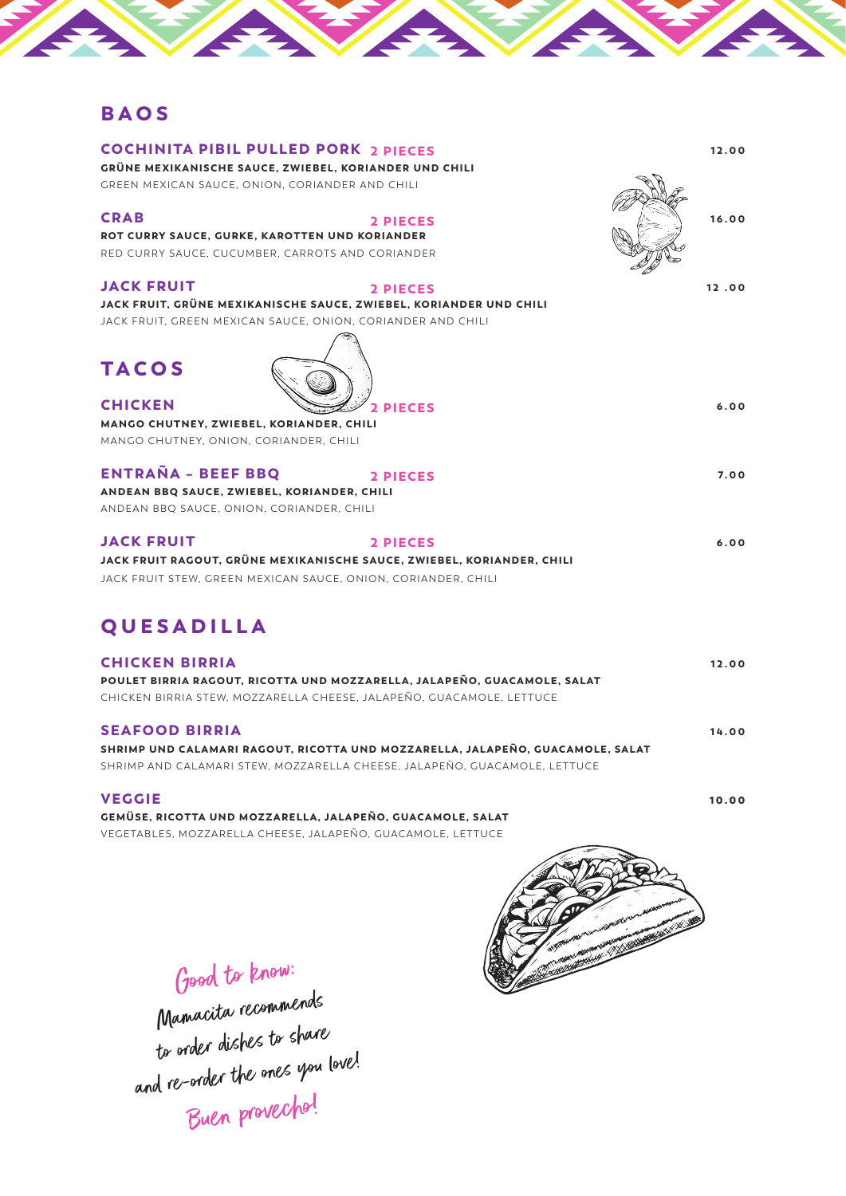## BAOS

### COCHINITA PIBIL PULLED PORK 2 PIECES — 12.00

**GRÜNE MEXIKANISCHE SAUCE, ZWIEBEL, KORIANDER UND CHILI**
GREEN MEXICAN SAUCE, ONION, CORIANDER AND CHILI

### CRAB 2 PIECES — 16.00

**ROT CURRY SAUCE, GURKE, KAROTTEN UND KORIANDER**
RED CURRY SAUCE, CUCUMBER, CARROTS AND CORIANDER

### JACK FRUIT 2 PIECES — 12 .00

**JACK FRUIT, GRÜNE MEXIKANISCHE SAUCE, ZWIEBEL, KORIANDER UND CHILI**
JACK FRUIT, GREEN MEXICAN SAUCE, ONION, CORIANDER AND CHILI

## TACOS

### CHICKEN 2 PIECES — 6.00

**MANGO CHUTNEY, ZWIEBEL, KORIANDER, CHILI**
MANGO CHUTNEY, ONION, CORIANDER, CHILI

### ENTRAÑA – BEEF BBQ 2 PIECES — 7.00

**ANDEAN BBQ SAUCE, ZWIEBEL, KORIANDER, CHILI**
ANDEAN BBQ SAUCE, ONION, CORIANDER, CHILI

### JACK FRUIT 2 PIECES — 6.00

**JACK FRUIT RAGOUT, GRÜNE MEXIKANISCHE SAUCE, ZWIEBEL, KORIANDER, CHILI**
JACK FRUIT STEW, GREEN MEXICAN SAUCE, ONION, CORIANDER, CHILI

## QUESADILLA

### CHICKEN BIRRIA — 12.00

**POULET BIRRIA RAGOUT, RICOTTA UND MOZZARELLA, JALAPEÑO, GUACAMOLE, SALAT**
CHICKEN BIRRIA STEW, MOZZARELLA CHEESE, JALAPEÑO, GUACAMOLE, LETTUCE

### SEAFOOD BIRRIA — 14.00

**SHRIMP UND CALAMARI RAGOUT, RICOTTA UND MOZZARELLA, JALAPEÑO, GUACAMOLE, SALAT**
SHRIMP AND CALAMARI STEW, MOZZARELLA CHEESE, JALAPEÑO, GUACAMOLE, LETTUCE

### VEGGIE — 10.00

**GEMÜSE, RICOTTA UND MOZZARELLA, JALAPEÑO, GUACAMOLE, SALAT**
VEGETABLES, MOZZARELLA CHEESE, JALAPEÑO, GUACAMOLE, LETTUCE

*Good to know:*
*Mamacita recommends to order dishes to share and re-order the ones you love!*
*Buen provecho!*